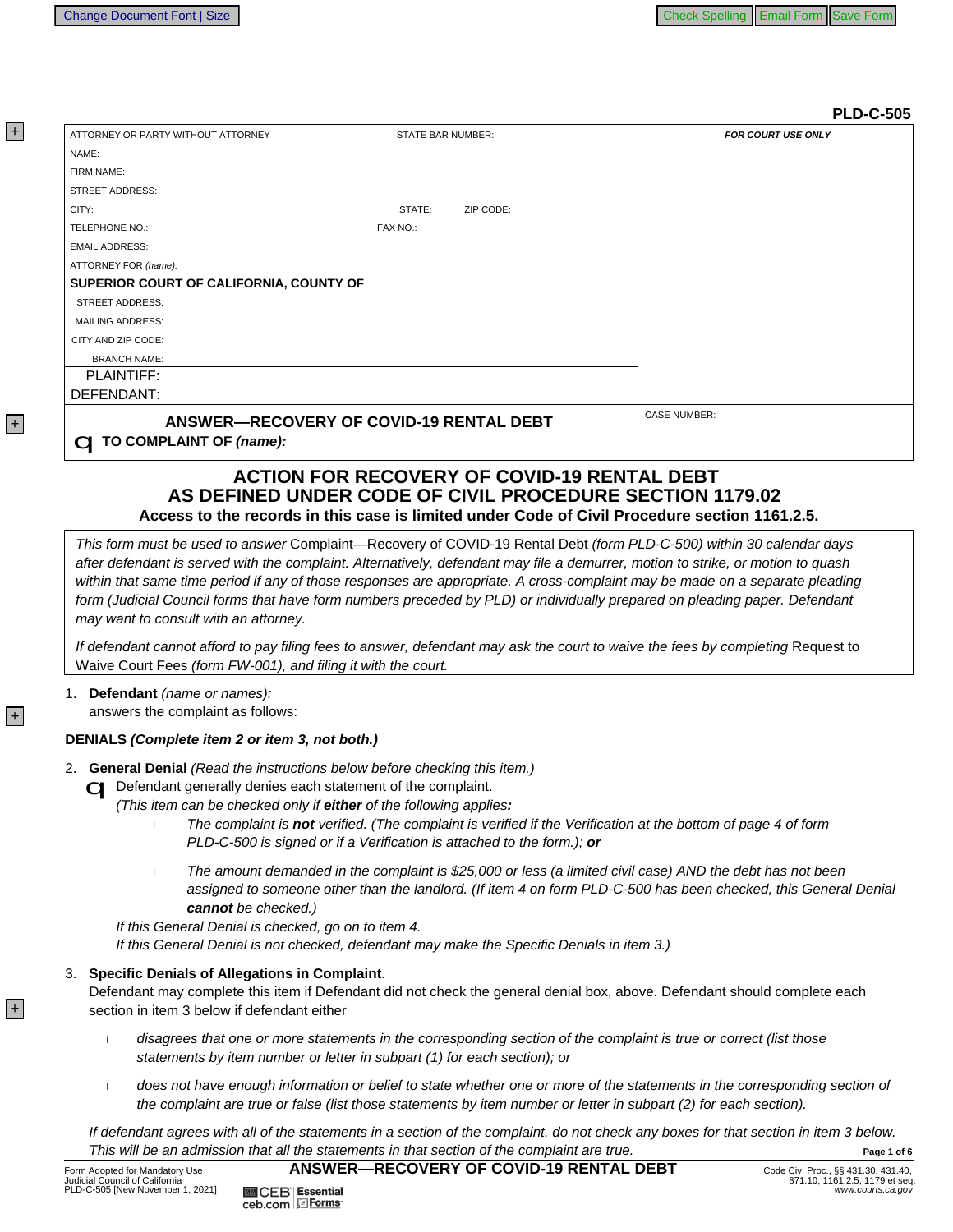PLD-C-505

| ATTORNEY OR PARTY WITHOUT ATTORNEY | STATE BAR NUMBER: | FOR COURT USE ONLY |
|---|---|---|
| NAME: | | |
| FIRM NAME: | | |
| STREET ADDRESS: | | |
| CITY: | STATE: ZIP CODE: | |
| TELEPHONE NO.: | FAX NO.: | |
| EMAIL ADDRESS: | | |
| ATTORNEY FOR *(name):* | | |
| **SUPERIOR COURT OF CALIFORNIA, COUNTY OF** | | |
| STREET ADDRESS: | | |
| MAILING ADDRESS: | | |
| CITY AND ZIP CODE: | | |
| BRANCH NAME: | | |
| PLAINTIFF: | | |
| DEFENDANT: | | |
| **ANSWER—RECOVERY OF COVID-19 RENTAL DEBT** ☐ **TO COMPLAINT OF *(name):*** | | CASE NUMBER: |

## ACTION FOR RECOVERY OF COVID-19 RENTAL DEBT AS DEFINED UNDER CODE OF CIVIL PROCEDURE SECTION 1179.02

**Access to the records in this case is limited under Code of Civil Procedure section 1161.2.5.**

*This form must be used to answer* Complaint—Recovery of COVID-19 Rental Debt *(form PLD-C-500) within 30 calendar days after defendant is served with the complaint. Alternatively, defendant may file a demurrer, motion to strike, or motion to quash within that same time period if any of those responses are appropriate. A cross-complaint may be made on a separate pleading form (Judicial Council forms that have form numbers preceded by PLD) or individually prepared on pleading paper. Defendant may want to consult with an attorney.*

*If defendant cannot afford to pay filing fees to answer, defendant may ask the court to waive the fees by completing* Request to Waive Court Fees *(form FW-001), and filing it with the court.*

1. **Defendant** *(name or names):*
   answers the complaint as follows:

**DENIALS *(Complete item 2 or item 3, not both.)***

2. **General Denial** *(Read the instructions below before checking this item.)*
   ☐ Defendant generally denies each statement of the complaint.
   *(This item can be checked only if **either** of the following applies**:***
   - *The complaint is **not** verified. (The complaint is verified if the Verification at the bottom of page 4 of form PLD-C-500 is signed or if a Verification is attached to the form.); **or***
   - *The amount demanded in the complaint is $25,000 or less (a limited civil case) AND the debt has not been assigned to someone other than the landlord. (If item 4 on form PLD-C-500 has been checked, this General Denial **cannot** be checked.)*

   *If this General Denial is checked, go on to item 4.*
   *If this General Denial is not checked, defendant may make the Specific Denials in item 3.)*

3. **Specific Denials of Allegations in Complaint**.
   Defendant may complete this item if Defendant did not check the general denial box, above. Defendant should complete each section in item 3 below if defendant either
   - *disagrees that one or more statements in the corresponding section of the complaint is true or correct (list those statements by item number or letter in subpart (1) for each section); or*
   - *does not have enough information or belief to state whether one or more of the statements in the corresponding section of the complaint are true or false (list those statements by item number or letter in subpart (2) for each section).*

   *If defendant agrees with all of the statements in a section of the complaint, do not check any boxes for that section in item 3 below. This will be an admission that all the statements in that section of the complaint are true.*

Form Adopted for Mandatory Use
Judicial Council of California
PLD-C-505 [New November 1, 2021]

**ANSWER—RECOVERY OF COVID-19 RENTAL DEBT**

Code Civ. Proc., §§ 431.30. 431.40, 871.10, 1161.2.5, 1179 et seq.
*www.courts.ca.gov*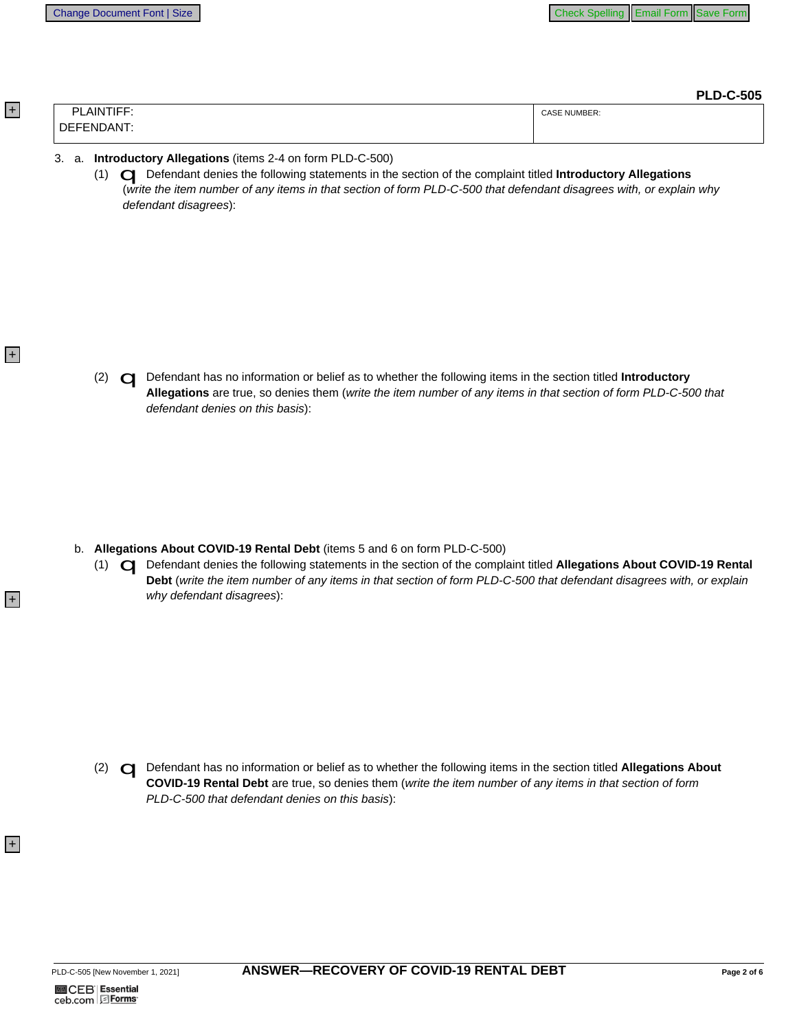**PLD-C-505**

| PLAINTIFF: | CASE NUMBER: |
|---|---|
| DEFENDANT: | |

3. a. **Introductory Allegations** (items 2-4 on form PLD-C-500)

   (1) ☐ Defendant denies the following statements in the section of the complaint titled **Introductory Allegations** (*write the item number of any items in that section of form PLD-C-500 that defendant disagrees with, or explain why defendant disagrees*):

   (2) ☐ Defendant has no information or belief as to whether the following items in the section titled **Introductory Allegations** are true, so denies them (*write the item number of any items in that section of form PLD-C-500 that defendant denies on this basis*):

   b. **Allegations About COVID-19 Rental Debt** (items 5 and 6 on form PLD-C-500)

   (1) ☐ Defendant denies the following statements in the section of the complaint titled **Allegations About COVID-19 Rental Debt** (*write the item number of any items in that section of form PLD-C-500 that defendant disagrees with, or explain why defendant disagrees*):

   (2) ☐ Defendant has no information or belief as to whether the following items in the section titled **Allegations About COVID-19 Rental Debt** are true, so denies them (*write the item number of any items in that section of form PLD-C-500 that defendant denies on this basis*):

PLD-C-505 [New November 1, 2021] **ANSWER—RECOVERY OF COVID-19 RENTAL DEBT**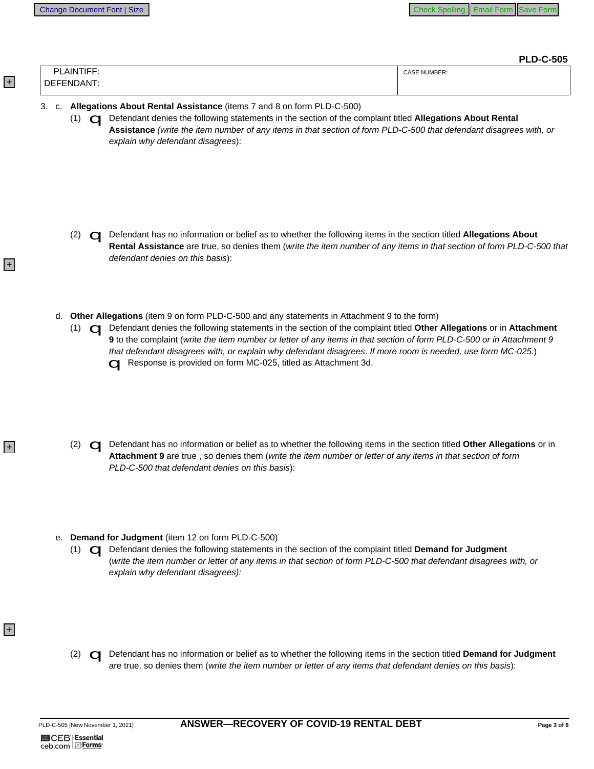**PLD-C-505**

| PLAINTIFF: | CASE NUMBER: |
|---|---|
| DEFENDANT: | |

3. c. **Allegations About Rental Assistance** (items 7 and 8 on form PLD-C-500)

   (1) ☐ Defendant denies the following statements in the section of the complaint titled **Allegations About Rental Assistance** *(write the item number of any items in that section of form PLD-C-500 that defendant disagrees with, or explain why defendant disagrees)*:

   (2) ☐ Defendant has no information or belief as to whether the following items in the section titled **Allegations About Rental Assistance** are true, so denies them (*write the item number of any items in that section of form PLD-C-500 that defendant denies on this basis*):

   d. **Other Allegations** (item 9 on form PLD-C-500 and any statements in Attachment 9 to the form)

   (1) ☐ Defendant denies the following statements in the section of the complaint titled **Other Allegations** or in **Attachment 9** to the complaint (*write the item number or letter of any items in that section of form PLD-C-500 or in Attachment 9 that defendant disagrees with, or explain why defendant disagrees*. *If more room is needed, use form MC-025.*)

   ☐ Response is provided on form MC-025, titled as Attachment 3d.

   (2) ☐ Defendant has no information or belief as to whether the following items in the section titled **Other Allegations** or in **Attachment 9** are true , so denies them (*write the item number or letter of any items in that section of form PLD-C-500 that defendant denies on this basis*):

   e. **Demand for Judgment** (item 12 on form PLD-C-500)

   (1) ☐ Defendant denies the following statements in the section of the complaint titled **Demand for Judgment** (*write the item number or letter of any items in that section of form PLD-C-500 that defendant disagrees with, or explain why defendant disagrees):*

   (2) ☐ Defendant has no information or belief as to whether the following items in the section titled **Demand for Judgment** are true, so denies them (*write the item number or letter of any items that defendant denies on this basis*):

PLD-C-505 [New November 1, 2021] **ANSWER—RECOVERY OF COVID-19 RENTAL DEBT**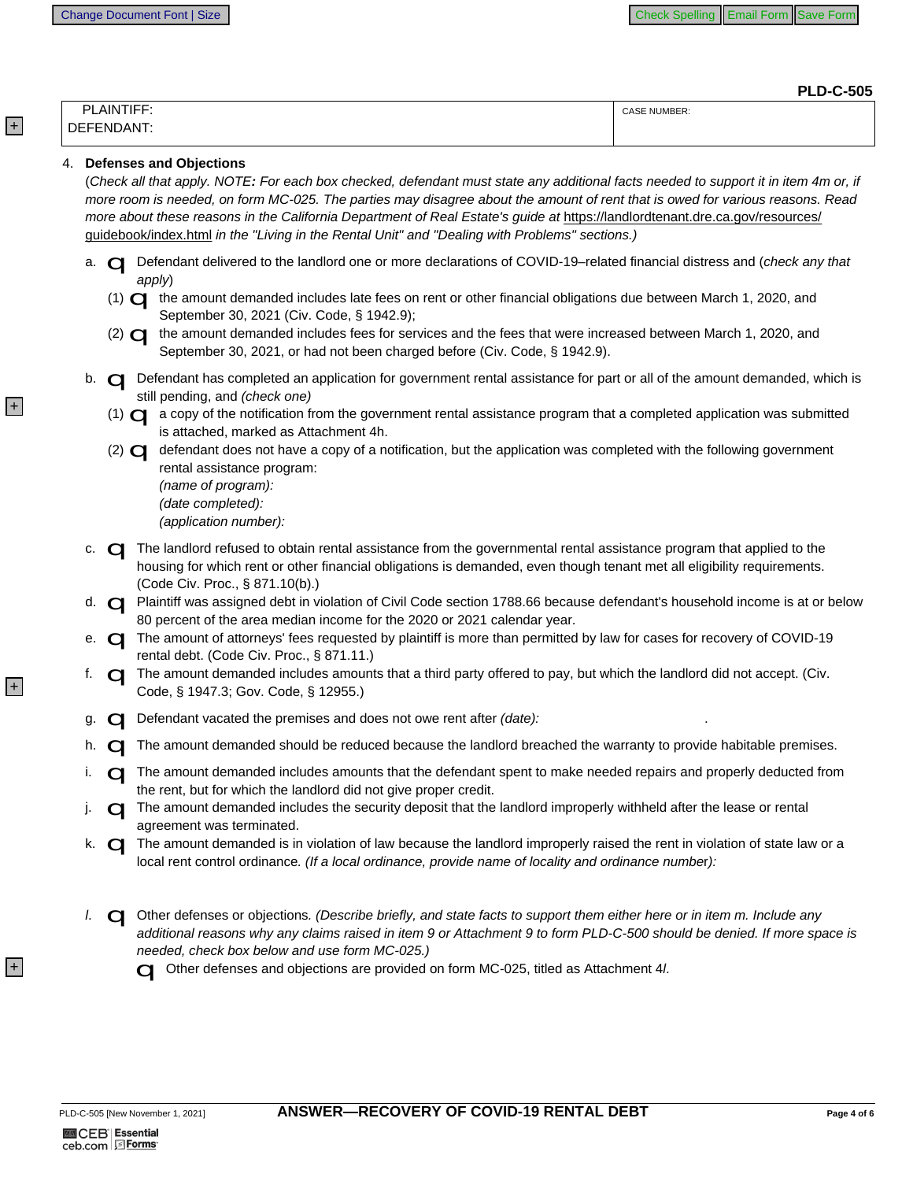| PLAINTIFF: | CASE NUMBER: |
|---|---|
| DEFENDANT: | |

4. **Defenses and Objections**

(*Check all that apply. NOTE: For each box checked, defendant must state any additional facts needed to support it in item 4m or, if more room is needed, on form MC-025. The parties may disagree about the amount of rent that is owed for various reasons. Read more about these reasons in the California Department of Real Estate's guide at* https://landlordtenant.dre.ca.gov/resources/guidebook/index.html *in the "Living in the Rental Unit" and "Dealing with Problems" sections.)*

a. ☐ Defendant delivered to the landlord one or more declarations of COVID-19–related financial distress and (*check any that apply*)

   (1) ☐ the amount demanded includes late fees on rent or other financial obligations due between March 1, 2020, and September 30, 2021 (Civ. Code, § 1942.9);

   (2) ☐ the amount demanded includes fees for services and the fees that were increased between March 1, 2020, and September 30, 2021, or had not been charged before (Civ. Code, § 1942.9).

b. ☐ Defendant has completed an application for government rental assistance for part or all of the amount demanded, which is still pending, and *(check one)*

   (1) ☐ a copy of the notification from the government rental assistance program that a completed application was submitted is attached, marked as Attachment 4h.

   (2) ☐ defendant does not have a copy of a notification, but the application was completed with the following government rental assistance program:
   *(name of program):*
   *(date completed):*
   *(application number):*

c. ☐ The landlord refused to obtain rental assistance from the governmental rental assistance program that applied to the housing for which rent or other financial obligations is demanded, even though tenant met all eligibility requirements. (Code Civ. Proc., § 871.10(b).)

d. ☐ Plaintiff was assigned debt in violation of Civil Code section 1788.66 because defendant's household income is at or below 80 percent of the area median income for the 2020 or 2021 calendar year.

e. ☐ The amount of attorneys' fees requested by plaintiff is more than permitted by law for cases for recovery of COVID-19 rental debt. (Code Civ. Proc., § 871.11.)

f. ☐ The amount demanded includes amounts that a third party offered to pay, but which the landlord did not accept. (Civ. Code, § 1947.3; Gov. Code, § 12955.)

g. ☐ Defendant vacated the premises and does not owe rent after *(date):*

h. ☐ The amount demanded should be reduced because the landlord breached the warranty to provide habitable premises.

i. ☐ The amount demanded includes amounts that the defendant spent to make needed repairs and properly deducted from the rent, but for which the landlord did not give proper credit.

j. ☐ The amount demanded includes the security deposit that the landlord improperly withheld after the lease or rental agreement was terminated.

k. ☐ The amount demanded is in violation of law because the landlord improperly raised the rent in violation of state law or a local rent control ordinance. *(If a local ordinance, provide name of locality and ordinance number):*

*l.* ☐ Other defenses or objections. *(Describe briefly, and state facts to support them either here or in item m. Include any additional reasons why any claims raised in item 9 or Attachment 9 to form PLD-C-500 should be denied. If more space is needed, check box below and use form MC-025.)*

   ☐ Other defenses and objections are provided on form MC-025, titled as Attachment 4*l*.

PLD-C-505 [New November 1, 2021] **ANSWER—RECOVERY OF COVID-19 RENTAL DEBT**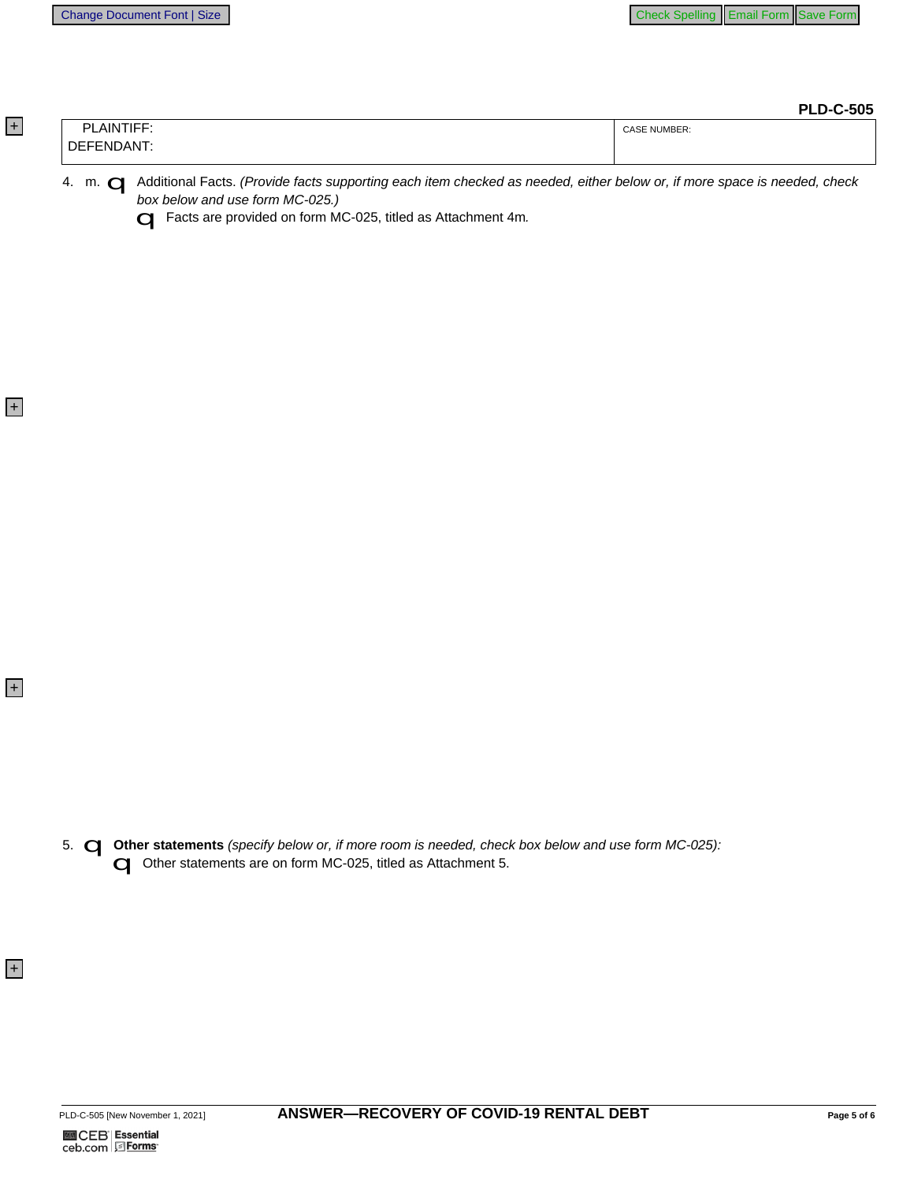**PLD-C-505**

| PLAINTIFF: | CASE NUMBER: |
|---|---|
| DEFENDANT: | |

4. m. ☐ Additional Facts. *(Provide facts supporting each item checked as needed, either below or, if more space is needed, check box below and use form MC-025.)*

   ☐ Facts are provided on form MC-025, titled as Attachment 4m*.*

5. ☐ **Other statements** *(specify below or, if more room is needed, check box below and use form MC-025):*

   ☐ Other statements are on form MC-025, titled as Attachment 5.

PLD-C-505 [New November 1, 2021]

**ANSWER—RECOVERY OF COVID-19 RENTAL DEBT**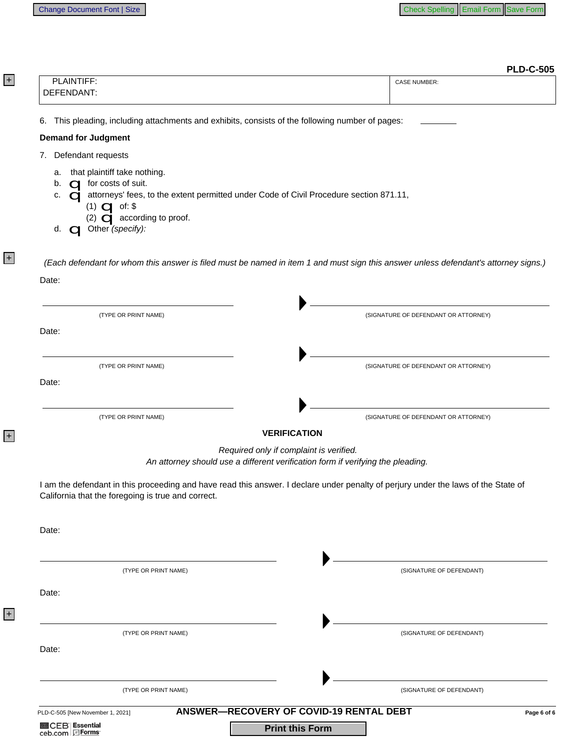PLD-C-505

| PLAINTIFF:<br>DEFENDANT: | CASE NUMBER: |
|---|---|

6. This pleading, including attachments and exhibits, consists of the following number of pages: ________

**Demand for Judgment**

7. Defendant requests
   a. that plaintiff take nothing.
   b. ☐ for costs of suit.
   c. ☐ attorneys' fees, to the extent permitted under Code of Civil Procedure section 871.11,
      (1) ☐ of: $
      (2) ☐ according to proof.
   d. ☐ Other *(specify):*

*(Each defendant for whom this answer is filed must be named in item 1 and must sign this answer unless defendant's attorney signs.)*

Date:

________________________________ ▶ ________________________________
(TYPE OR PRINT NAME) (SIGNATURE OF DEFENDANT OR ATTORNEY)

Date:

________________________________ ▶ ________________________________
(TYPE OR PRINT NAME) (SIGNATURE OF DEFENDANT OR ATTORNEY)

Date:

________________________________ ▶ ________________________________
(TYPE OR PRINT NAME) (SIGNATURE OF DEFENDANT OR ATTORNEY)

## VERIFICATION

*Required only if complaint is verified.*
*An attorney should use a different verification form if verifying the pleading.*

I am the defendant in this proceeding and have read this answer. I declare under penalty of perjury under the laws of the State of California that the foregoing is true and correct.

Date:

________________________________ ▶ ________________________________
(TYPE OR PRINT NAME) (SIGNATURE OF DEFENDANT)

Date:

________________________________ ▶ ________________________________
(TYPE OR PRINT NAME) (SIGNATURE OF DEFENDANT)

Date:

________________________________ ▶ ________________________________
(TYPE OR PRINT NAME) (SIGNATURE OF DEFENDANT)

PLD-C-505 [New November 1, 2021] **ANSWER—RECOVERY OF COVID-19 RENTAL DEBT**